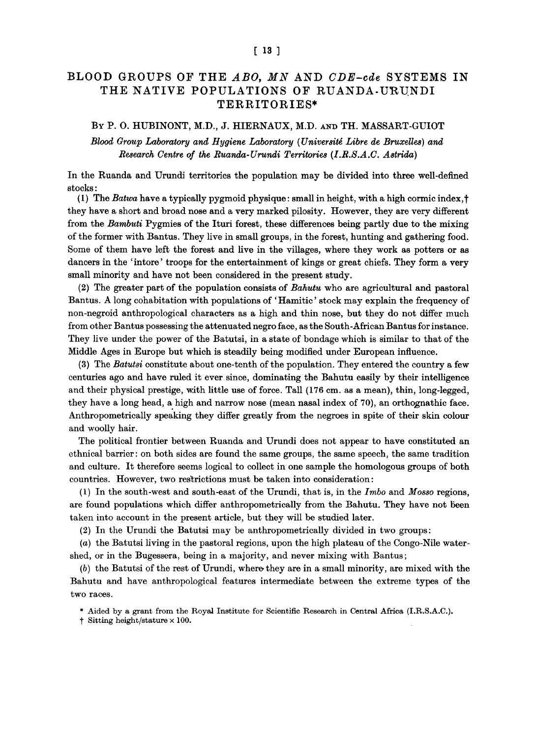# BLOOD GROUPS OF THE *ABO*, *MN* AND *CDE–cde* SYSTEMS IN THE NATIVE POPULATIONS OF RUANDA-URUNDI TERRITORIES*

By P. O. HUBINONT, M.D., J. HIERNAUX, M.D. and TH. MASSART-GUIOT

*Blood Group Laboratory and Hygiene Laboratory (Université Libre de Bruxelles) and Research Centre of the Ruanda-Urundi Territories (I.R.S.A.C. Astrida)*

In the Ruanda and Urundi territories the population may be divided into three well-defined stocks:

(1) The *Batwa* have a typically pygmoid physique: small in height, with a high cormic index,† they have a short and broad nose and a very marked pilosity. However, they are very different from the *Bambuti* Pygmies of the Ituri forest, these differences being partly due to the mixing of the former with Bantus. They live in small groups, in the forest, hunting and gathering food. Some of them have left the forest and live in the villages, where they work as potters or as dancers in the 'intore' troops for the entertainment of kings or great chiefs. They form a very small minority and have not been considered in the present study.

(2) The greater part of the population consists of *Bahutu* who are agricultural and pastoral Bantus. A long cohabitation with populations of 'Hamitic' stock may explain the frequency of non-negroid anthropological characters as a high and thin nose, but they do not differ much from other Bantus possessing the attenuated negro face, as the South-African Bantus for instance. They live under the power of the Batutsi, in a state of bondage which is similar to that of the Middle Ages in Europe but which is steadily being modified under European influence.

(3) The *Batutsi* constitute about one-tenth of the population. They entered the country a few centuries ago and have ruled it ever since, dominating the Bahutu easily by their intelligence and their physical prestige, with little use of force. Tall (176 cm. as a mean), thin, long-legged, they have a long head, a high and narrow nose (mean nasal index of 70), an orthognathic face. Anthropometrically speaking they differ greatly from the negroes in spite of their skin colour and woolly hair.

The political frontier between Ruanda and Urundi does not appear to have constituted an ethnical barrier: on both sides are found the same groups, the same speech, the same tradition and culture. It therefore seems logical to collect in one sample the homologous groups of both countries. However, two restrictions must be taken into consideration:

(1) In the south-west and south-east of the Urundi, that is, in the *Imbo* and *Mosso* regions, are found populations which differ anthropometrically from the Bahutu. They have not been taken into account in the present article, but they will be studied later.

(2) In the Urundi the Batutsi may be anthropometrically divided in two groups:

(*a*) the Batutsi living in the pastoral regions, upon the high plateau of the Congo-Nile watershed, or in the Bugessera, being in a majority, and never mixing with Bantus;

(*b*) the Batutsi of the rest of Urundi, where they are in a small minority, are mixed with the Bahutu and have anthropological features intermediate between the extreme types of the two races.

\* Aided by a grant from the Royal Institute for Scientific Research in Central Africa (I.R.S.A.C.).

† Sitting height/stature × 100.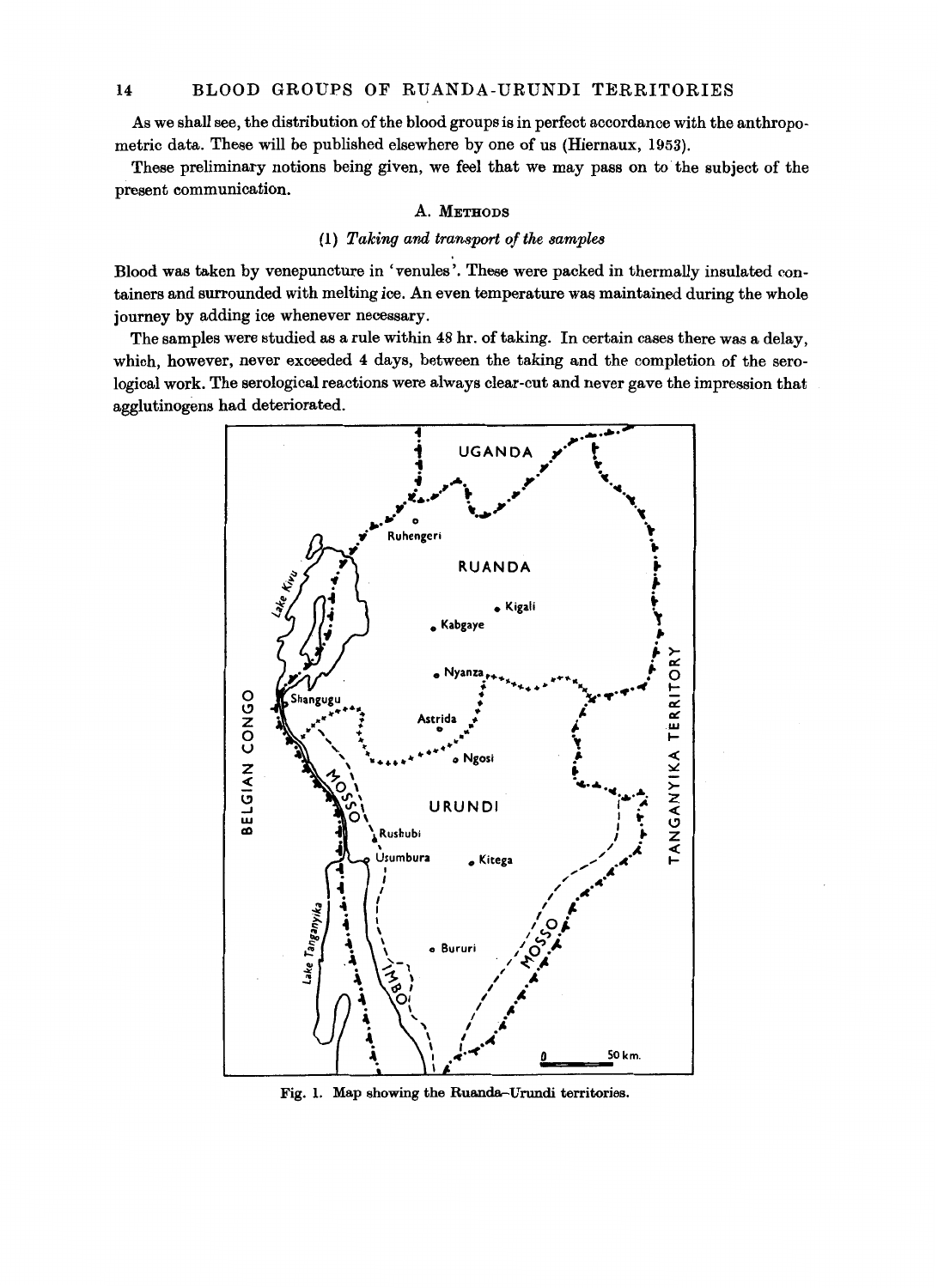As we shall see, the distribution of the blood groups is in perfect accordance with the anthropometric data. These will be published elsewhere by one of us (Hiernaux, 1953).

These preliminary notions being given, we feel that we may pass on to the subject of the present communication.

## A. Methods

### (1) *Taking and transport of the samples*

Blood was taken by venepuncture in 'venules'. These were packed in thermally insulated containers and surrounded with melting ice. An even temperature was maintained during the whole journey by adding ice whenever necessary.

The samples were studied as a rule within 48 hr. of taking. In certain cases there was a delay, which, however, never exceeded 4 days, between the taking and the completion of the serological work. The serological reactions were always clear-cut and never gave the impression that agglutinogens had deteriorated.

Fig. 1. Map showing the Ruanda–Urundi territories.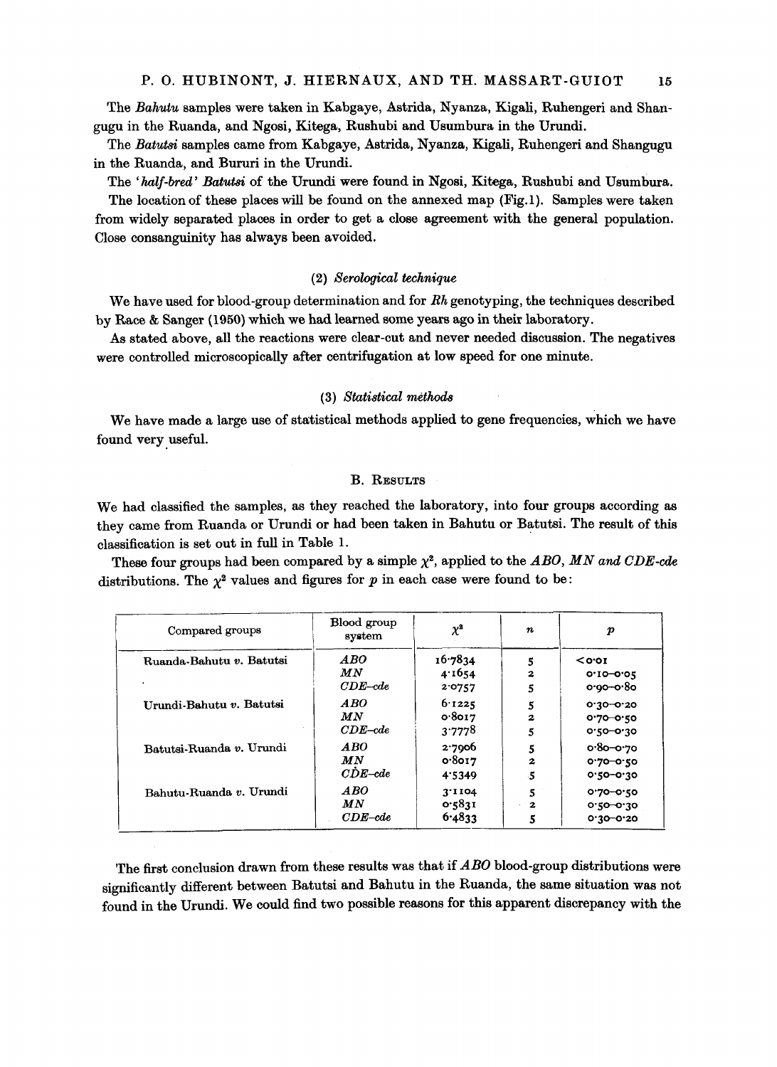The *Bahutu* samples were taken in Kabgaye, Astrida, Nyanza, Kigali, Ruhengeri and Shangugu in the Ruanda, and Ngosi, Kitega, Rushubi and Usumbura in the Urundi.

The *Batutsi* samples came from Kabgaye, Astrida, Nyanza, Kigali, Ruhengeri and Shangugu in the Ruanda, and Bururi in the Urundi.

The '*half-bred*' *Batutsi* of the Urundi were found in Ngosi, Kitega, Rushubi and Usumbura.

The location of these places will be found on the annexed map (Fig. 1). Samples were taken from widely separated places in order to get a close agreement with the general population. Close consanguinity has always been avoided.

### (2) *Serological technique*

We have used for blood-group determination and for *Rh* genotyping, the techniques described by Race & Sanger (1950) which we had learned some years ago in their laboratory.

As stated above, all the reactions were clear-cut and never needed discussion. The negatives were controlled microscopically after centrifugation at low speed for one minute.

### (3) *Statistical methods*

We have made a large use of statistical methods applied to gene frequencies, which we have found very useful.

## B. RESULTS

We had classified the samples, as they reached the laboratory, into four groups according as they came from Ruanda or Urundi or had been taken in Bahutu or Batutsi. The result of this classification is set out in full in Table 1.

These four groups had been compared by a simple $\chi^2$, applied to the *ABO*, *MN and CDE-cde* distributions. The $\chi^2$ values and figures for $p$ in each case were found to be:

| Compared groups | Blood group system | $\chi^2$ | $n$ | $p$ |
|---|---|---|---|---|
| Ruanda-Bahutu *v.* Batutsi | *ABO* | 16·7834 | 5 | <0·01 |
| | *MN* | 4·1654 | 2 | 0·10–0·05 |
| | *CDE–cde* | 2·0757 | 5 | 0·90–0·80 |
| Urundi-Bahutu *v.* Batutsi | *ABO* | 6·1225 | 5 | 0·30–0·20 |
| | *MN* | 0·8017 | 2 | 0·70–0·50 |
| | *CDE–cde* | 3·7778 | 5 | 0·50–0·30 |
| Batutsi-Ruanda *v.* Urundi | *ABO* | 2·7906 | 5 | 0·80–0·70 |
| | *MN* | 0·8017 | 2 | 0·70–0·50 |
| | *CDE–cde* | 4·5349 | 5 | 0·50–0·30 |
| Bahutu-Ruanda *v.* Urundi | *ABO* | 3·1104 | 5 | 0·70–0·50 |
| | *MN* | 0·5831 | 2 | 0·50–0·30 |
| | *CDE–cde* | 6·4833 | 5 | 0·30–0·20 |

The first conclusion drawn from these results was that if *ABO* blood-group distributions were significantly different between Batutsi and Bahutu in the Ruanda, the same situation was not found in the Urundi. We could find two possible reasons for this apparent discrepancy with the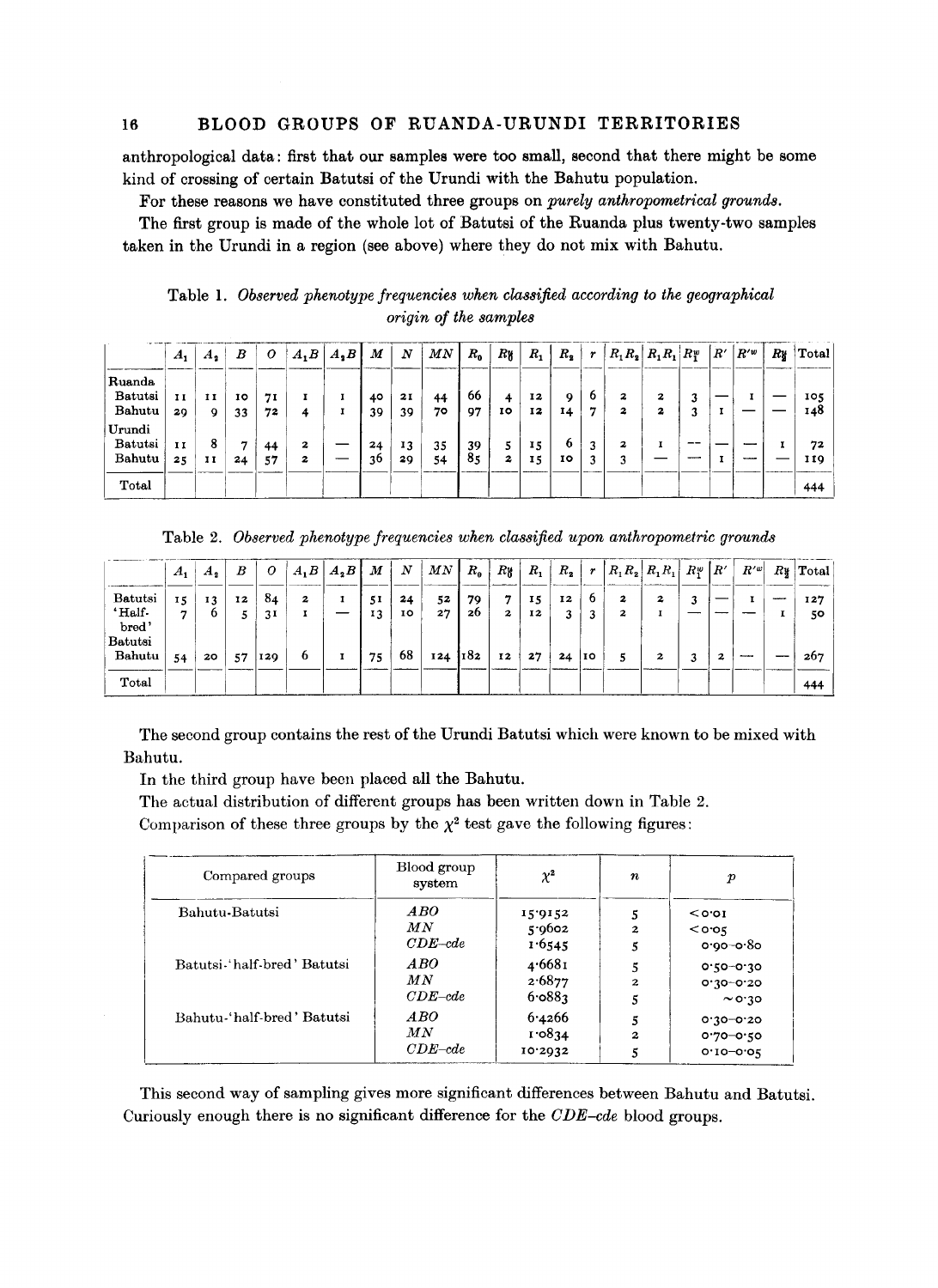anthropological data: first that our samples were too small, second that there might be some kind of crossing of certain Batutsi of the Urundi with the Bahutu population.

For these reasons we have constituted three groups on *purely anthropometrical grounds*.

The first group is made of the whole lot of Batutsi of the Ruanda plus twenty-two samples taken in the Urundi in a region (see above) where they do not mix with Bahutu.

Table 1. *Observed phenotype frequencies when classified according to the geographical origin of the samples*

| | $A_1$ | $A_2$ | $B$ | $O$ | $A_1B$ | $A_2B$ | $M$ | $N$ | $MN$ | $R_0$ | $R_0^u$ | $R_1$ | $R_2$ | $r$ | $R_1R_2$ | $R_1R_1$ | $R_1^w$ | $R'$ | $R'^w$ | $R_2^u$ | Total |
|---|---|---|---|---|---|---|---|---|---|---|---|---|---|---|---|---|---|---|---|---|---|
| **Ruanda** | | | | | | | | | | | | | | | | | | | | | |
| Batutsi | 11 | 11 | 10 | 71 | 1 | 1 | 40 | 21 | 44 | 66 | 4 | 12 | 9 | 6 | 2 | 2 | 3 | — | 1 | — | 105 |
| Bahutu | 29 | 9 | 33 | 72 | 4 | 1 | 39 | 39 | 70 | 97 | 10 | 12 | 14 | 7 | 2 | 2 | 3 | 1 | — | — | 148 |
| **Urundi** | | | | | | | | | | | | | | | | | | | | | |
| Batutsi | 11 | 8 | 7 | 44 | 2 | — | 24 | 13 | 35 | 39 | 5 | 15 | 6 | 3 | 2 | 1 | — | — | — | 1 | 72 |
| Bahutu | 25 | 11 | 24 | 57 | 2 | — | 36 | 29 | 54 | 85 | 2 | 15 | 10 | 3 | 3 | — | — | 1 | — | — | 119 |
| Total | | | | | | | | | | | | | | | | | | | | | 444 |

Table 2. *Observed phenotype frequencies when classified upon anthropometric grounds*

| | $A_1$ | $A_2$ | $B$ | $O$ | $A_1B$ | $A_2B$ | $M$ | $N$ | $MN$ | $R_0$ | $R_0^u$ | $R_1$ | $R_2$ | $r$ | $R_1R_2$ | $R_1R_1$ | $R_1^w$ | $R'$ | $R'^w$ | $R_2^u$ | Total |
|---|---|---|---|---|---|---|---|---|---|---|---|---|---|---|---|---|---|---|---|---|---|
| Batutsi | 15 | 13 | 12 | 84 | 2 | 1 | 51 | 24 | 52 | 79 | 7 | 15 | 12 | 6 | 2 | 2 | 3 | — | 1 | — | 127 |
| 'Half-bred' Batutsi | 7 | 6 | 5 | 31 | 1 | — | 13 | 10 | 27 | 26 | 2 | 12 | 3 | 3 | 2 | 1 | — | — | — | 1 | 50 |
| Bahutu | 54 | 20 | 57 | 129 | 6 | 1 | 75 | 68 | 124 | 182 | 12 | 27 | 24 | 10 | 5 | 2 | 3 | 2 | — | — | 267 |
| Total | | | | | | | | | | | | | | | | | | | | | 444 |

The second group contains the rest of the Urundi Batutsi which were known to be mixed with Bahutu.

In the third group have been placed all the Bahutu.

The actual distribution of different groups has been written down in Table 2.

Comparison of these three groups by the $\chi^2$ test gave the following figures:

| Compared groups | Blood group system | $\chi^2$ | $n$ | $p$ |
|---|---|---|---|---|
| Bahutu-Batutsi | *ABO* | 15·9152 | 5 | <0·01 |
| | *MN* | 5·9602 | 2 | <0·05 |
| | *CDE–cde* | 1·6545 | 5 | 0·90–0·80 |
| Batutsi-'half-bred' Batutsi | *ABO* | 4·6681 | 5 | 0·50–0·30 |
| | *MN* | 2·6877 | 2 | 0·30–0·20 |
| | *CDE–cde* | 6·0883 | 5 | ~0·30 |
| Bahutu-'half-bred' Batutsi | *ABO* | 6·4266 | 5 | 0·30–0·20 |
| | *MN* | 1·0834 | 2 | 0·70–0·50 |
| | *CDE–cde* | 10·2932 | 5 | 0·10–0·05 |

This second way of sampling gives more significant differences between Bahutu and Batutsi. Curiously enough there is no significant difference for the *CDE–cde* blood groups.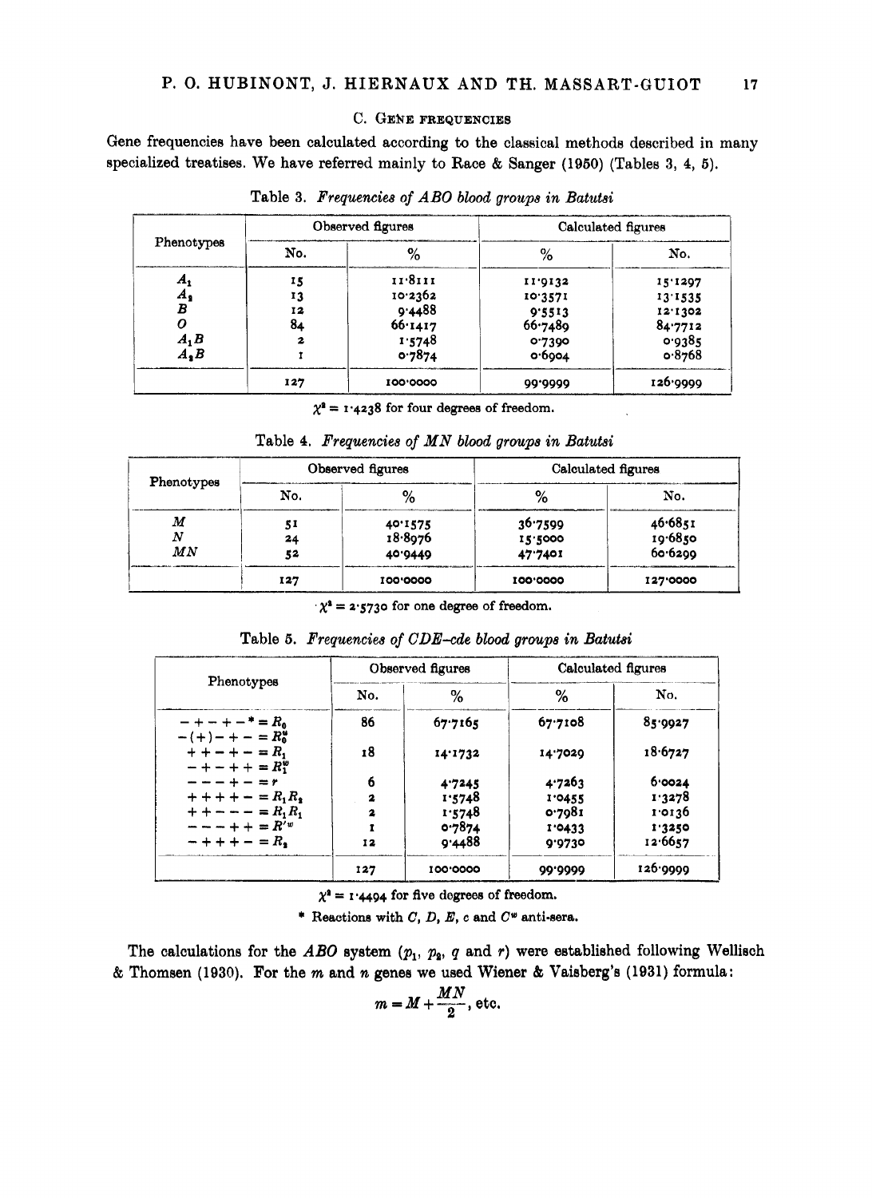### C. Gene frequencies

Gene frequencies have been calculated according to the classical methods described in many specialized treatises. We have referred mainly to Race & Sanger (1950) (Tables 3, 4, 5).

Table 3. *Frequencies of ABO blood groups in Batutsi*

| Phenotypes | Observed figures | | Calculated figures | |
|---|---|---|---|---|
| | No. | % | % | No. |
| $A_1$ | 15 | 11·8111 | 11·9132 | 15·1297 |
| $A_2$ | 13 | 10·2362 | 10·3571 | 13·1535 |
| $B$ | 12 | 9·4488 | 9·5513 | 12·1302 |
| $O$ | 84 | 66·1417 | 66·7489 | 84·7712 |
| $A_1B$ | 2 | 1·5748 | 0·7390 | 0·9385 |
| $A_2B$ | 1 | 0·7874 | 0·6904 | 0·8768 |
| | 127 | 100·0000 | 99·9999 | 126·9999 |

$\chi^2 = 1{\cdot}4238$ for four degrees of freedom.

Table 4. *Frequencies of MN blood groups in Batutsi*

| Phenotypes | Observed figures | | Calculated figures | |
|---|---|---|---|---|
| | No. | % | % | No. |
| $M$ | 51 | 40·1575 | 36·7599 | 46·6851 |
| $N$ | 24 | 18·8976 | 15·5000 | 19·6850 |
| $MN$ | 52 | 40·9449 | 47·7401 | 60·6299 |
| | 127 | 100·0000 | 100·0000 | 127·0000 |

$\chi^2 = 2{\cdot}5730$ for one degree of freedom.

Table 5. *Frequencies of CDE–cde blood groups in Batutsi*

| Phenotypes | Observed figures | | Calculated figures | |
|---|---|---|---|---|
| | No. | % | % | No. |
| $- + - + -$* $= R_0$<br>$-(+) - + - = R_0^u$ | 86 | 67·7165 | 67·7108 | 85·9927 |
| $+ + - + - = R_1$<br>$- + - + + = R_1^w$ | 18 | 14·1732 | 14·7029 | 18·6727 |
| $- - - + - = r$ | 6 | 4·7245 | 4·7263 | 6·0024 |
| $+ + + + - = R_1R_2$ | 2 | 1·5748 | 1·0455 | 1·3278 |
| $+ + - - - = R_1R_1$ | 2 | 1·5748 | 0·7981 | 1·0136 |
| $- - - + + = R'^w$ | 1 | 0·7874 | 1·0433 | 1·3250 |
| $- + + + - = R_2$ | 12 | 9·4488 | 9·9730 | 12·6657 |
| | 127 | 100·0000 | 99·9999 | 126·9999 |

$\chi^2 = 1{\cdot}4494$ for five degrees of freedom.

\* Reactions with $C$, $D$, $E$, $c$ and $C^w$ anti-sera.

The calculations for the *ABO* system ($p_1$, $p_2$, $q$ and $r$) were established following Wellisch & Thomsen (1930). For the $m$ and $n$ genes we used Wiener & Vaisberg's (1931) formula:

$$m = M + \frac{MN}{2}, \text{ etc.}$$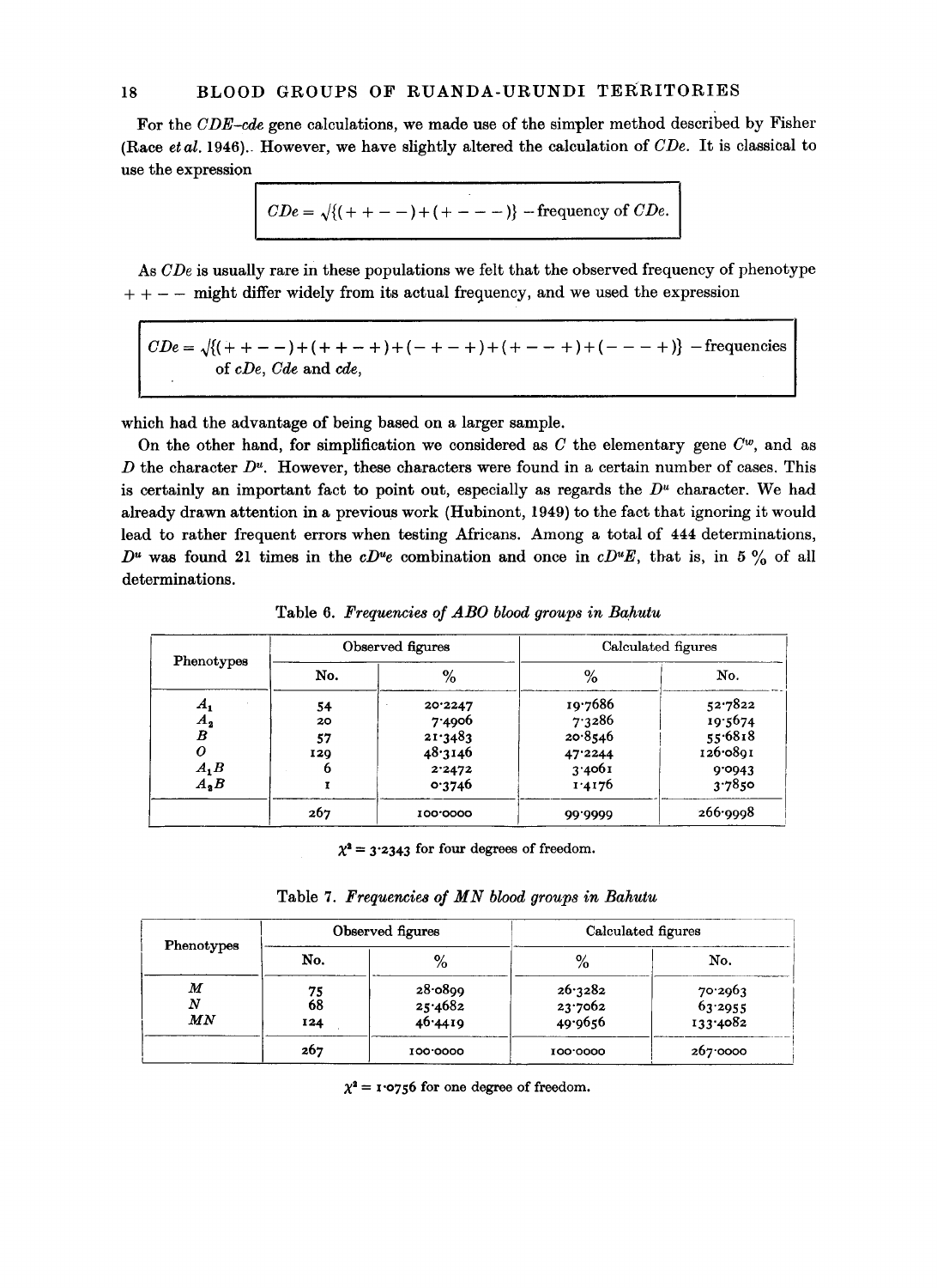For the $CDE$–$cde$ gene calculations, we made use of the simpler method described by Fisher (Race *et al.* 1946). However, we have slightly altered the calculation of $CDe$. It is classical to use the expression

$$CDe = \sqrt{\{(++--)+(+---)\}} - \text{frequency of } CDe.$$

As $CDe$ is usually rare in these populations we felt that the observed frequency of phenotype $++--$ might differ widely from its actual frequency, and we used the expression

$$CDe = \sqrt{\{(++--)+(++-+)+(-+-+)+(+--+)+(---+)\}} - \text{frequencies of } cDe, Cde \text{ and } cde,$$

which had the advantage of being based on a larger sample.

On the other hand, for simplification we considered as $C$ the elementary gene $C^w$, and as $D$ the character $D^u$. However, these characters were found in a certain number of cases. This is certainly an important fact to point out, especially as regards the $D^u$ character. We had already drawn attention in a previous work (Hubinont, 1949) to the fact that ignoring it would lead to rather frequent errors when testing Africans. Among a total of 444 determinations, $D^u$ was found 21 times in the $cD^ue$ combination and once in $cD^uE$, that is, in 5 % of all determinations.

Table 6. *Frequencies of ABO blood groups in Bahutu*

| Phenotypes | Observed figures | | Calculated figures | |
|---|---|---|---|---|
| | No. | % | % | No. |
| $A_1$ | 54 | 20·2247 | 19·7686 | 52·7822 |
| $A_2$ | 20 | 7·4906 | 7·3286 | 19·5674 |
| $B$ | 57 | 21·3483 | 20·8546 | 55·6818 |
| $O$ | 129 | 48·3146 | 47·2244 | 126·0891 |
| $A_1B$ | 6 | 2·2472 | 3·4061 | 9·0943 |
| $A_2B$ | 1 | 0·3746 | 1·4176 | 3·7850 |
| | 267 | 100·0000 | 99·9999 | 266·9998 |

$\chi^2 = 3{\cdot}2343$ for four degrees of freedom.

Table 7. *Frequencies of MN blood groups in Bahutu*

| Phenotypes | Observed figures | | Calculated figures | |
|---|---|---|---|---|
| | No. | % | % | No. |
| $M$ | 75 | 28·0899 | 26·3282 | 70·2963 |
| $N$ | 68 | 25·4682 | 23·7062 | 63·2955 |
| $MN$ | 124 | 46·4419 | 49·9656 | 133·4082 |
| | 267 | 100·0000 | 100·0000 | 267·0000 |

$\chi^2 = 1{\cdot}0756$ for one degree of freedom.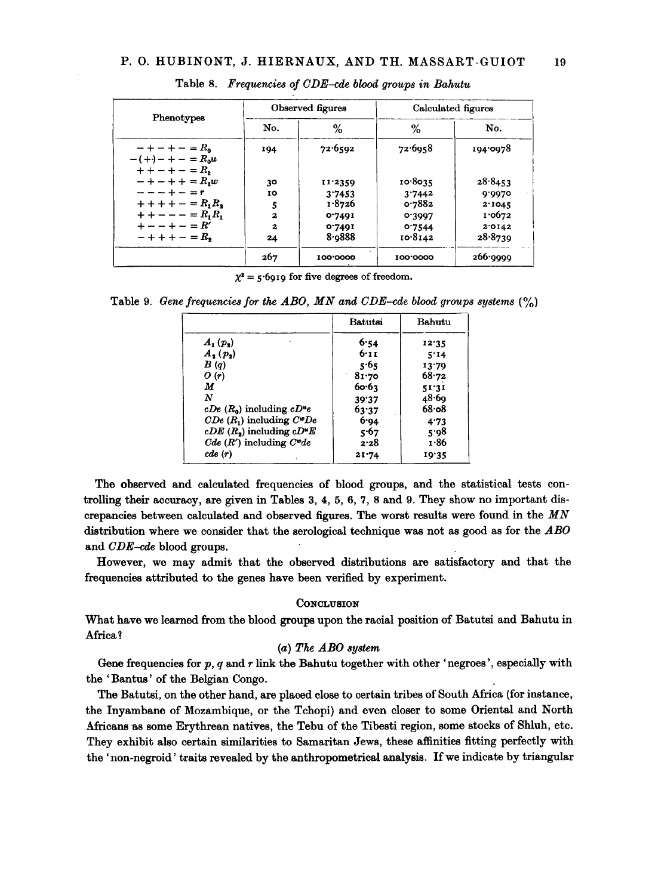Table 8. *Frequencies of CDE–cde blood groups in Bahutu*

| Phenotypes | Observed figures | | Calculated figures | |
|---|---|---|---|---|
| | No. | % | % | No. |
| $- + - + - = R_0$<br>$-(+)- + - = R_0u$<br>$+ + - + - = R_1$ | 194 | 72·6592 | 72·6958 | 194·0978 |
| $- + - + + = R_1w$ | 30 | 11·2359 | 10·8035 | 28·8453 |
| $- - - + - = r$ | 10 | 3·7453 | 3·7442 | 9·9970 |
| $+ + + + - = R_1R_2$ | 5 | 1·8726 | 0·7882 | 2·1045 |
| $+ + - - - = R_1R_1$ | 2 | 0·7491 | 0·3997 | 1·0672 |
| $+ - - + - = R'$ | 2 | 0·7491 | 0·7544 | 2·0142 |
| $- + + + - = R_2$ | 24 | 8·9888 | 10·8142 | 28·8739 |
| | 267 | 100·0000 | 100·0000 | 266·9999 |

$\chi^2 = 5·6919$ for five degrees of freedom.

Table 9. *Gene frequencies for the ABO, MN and CDE–cde blood groups systems* (%)

| | Batutsi | Bahutu |
|---|---|---|
| $A_1$ ($p_1$) | 6·54 | 12·35 |
| $A_2$ ($p_2$) | 6·11 | 5·14 |
| $B$ ($q$) | 5·65 | 13·79 |
| $O$ ($r$) | 81·70 | 68·72 |
| $M$ | 60·63 | 51·31 |
| $N$ | 39·37 | 48·69 |
| $cDe$ ($R_0$) including $cD^ue$ | 63·37 | 68·08 |
| $CDe$ ($R_1$) including $C^wDe$ | 6·94 | 4·73 |
| $cDE$ ($R_2$) including $cD^uE$ | 5·67 | 5·98 |
| $Cde$ ($R'$) including $C^wde$ | 2·28 | 1·86 |
| $cde$ ($r$) | 21·74 | 19·35 |

The observed and calculated frequencies of blood groups, and the statistical tests controlling their accuracy, are given in Tables 3, 4, 5, 6, 7, 8 and 9. They show no important discrepancies between calculated and observed figures. The worst results were found in the *MN* distribution where we consider that the serological technique was not as good as for the *ABO* and *CDE–cde* blood groups.

However, we may admit that the observed distributions are satisfactory and that the frequencies attributed to the genes have been verified by experiment.

## Conclusion

What have we learned from the blood groups upon the racial position of Batutsi and Bahutu in Africa?

### (a) *The ABO system*

Gene frequencies for $p$, $q$ and $r$ link the Bahutu together with other 'negroes', especially with the 'Bantus' of the Belgian Congo.

The Batutsi, on the other hand, are placed close to certain tribes of South Africa (for instance, the Inyambane of Mozambique, or the Tchopi) and even closer to some Oriental and North Africans as some Erythrean natives, the Tebu of the Tibesti region, some stocks of Shluh, etc. They exhibit also certain similarities to Samaritan Jews, these affinities fitting perfectly with the 'non-negroid' traits revealed by the anthropometrical analysis. If we indicate by triangular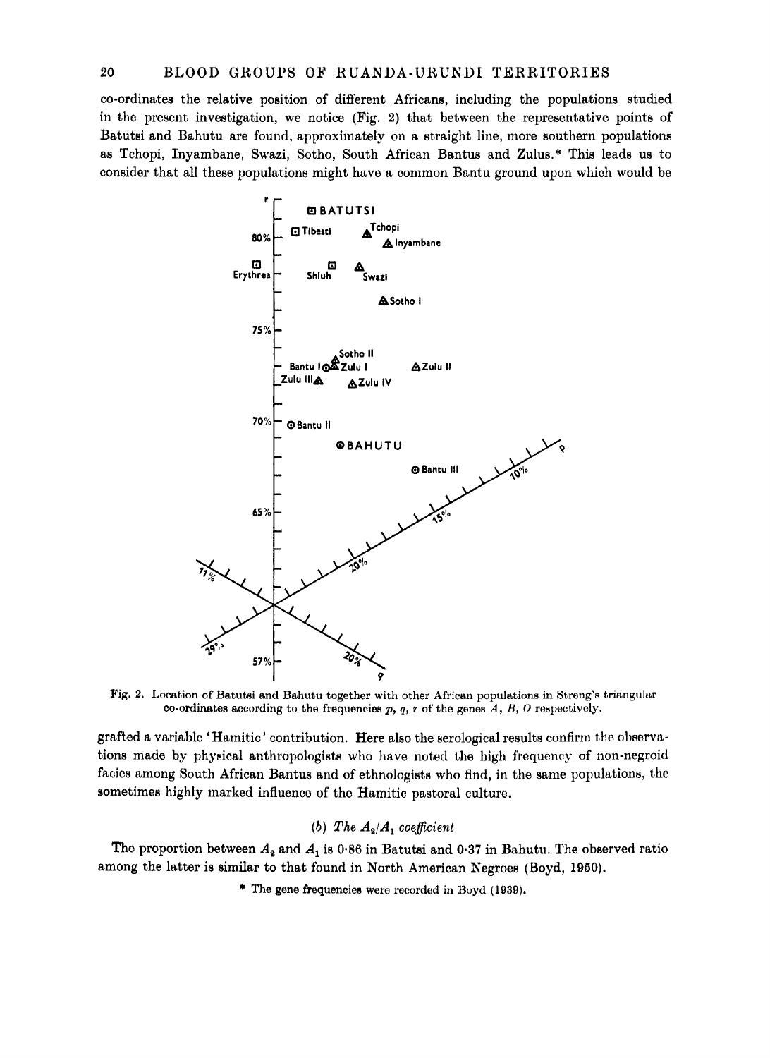co-ordinates the relative position of different Africans, including the populations studied in the present investigation, we notice (Fig. 2) that between the representative points of Batutsi and Bahutu are found, approximately on a straight line, more southern populations as Tchopi, Inyambane, Swazi, Sotho, South African Bantus and Zulus.* This leads us to consider that all these populations might have a common Bantu ground upon which would be

Fig. 2. Location of Batutsi and Bahutu together with other African populations in Streng's triangular co-ordinates according to the frequencies $p$, $q$, $r$ of the genes $A$, $B$, $O$ respectively.

grafted a variable 'Hamitic' contribution. Here also the serological results confirm the observations made by physical anthropologists who have noted the high frequency of non-negroid facies among South African Bantus and of ethnologists who find, in the same populations, the sometimes highly marked influence of the Hamitic pastoral culture.

### (*b*) *The $A_2/A_1$ coefficient*

The proportion between $A_2$ and $A_1$ is 0·86 in Batutsi and 0·37 in Bahutu. The observed ratio among the latter is similar to that found in North American Negroes (Boyd, 1950).

\* The gene frequencies were recorded in Boyd (1939).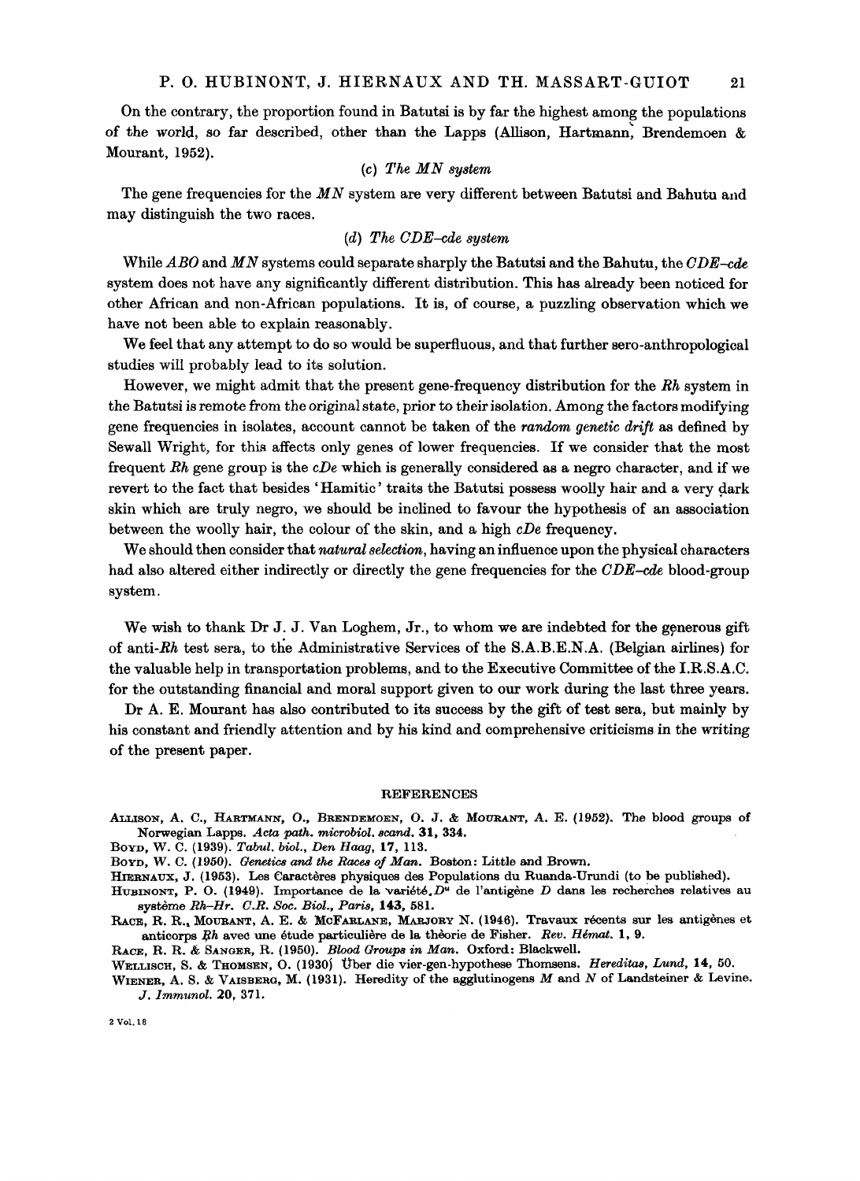On the contrary, the proportion found in Batutsi is by far the highest among the populations of the world, so far described, other than the Lapps (Allison, Hartmann, Brendemoen & Mourant, 1952).

### (c) *The MN system*

The gene frequencies for the *MN* system are very different between Batutsi and Bahutu and may distinguish the two races.

### (d) *The CDE–cde system*

While *ABO* and *MN* systems could separate sharply the Batutsi and the Bahutu, the *CDE–cde* system does not have any significantly different distribution. This has already been noticed for other African and non-African populations. It is, of course, a puzzling observation which we have not been able to explain reasonably.

We feel that any attempt to do so would be superfluous, and that further sero-anthropological studies will probably lead to its solution.

However, we might admit that the present gene-frequency distribution for the *Rh* system in the Batutsi is remote from the original state, prior to their isolation. Among the factors modifying gene frequencies in isolates, account cannot be taken of the *random genetic drift* as defined by Sewall Wright, for this affects only genes of lower frequencies. If we consider that the most frequent *Rh* gene group is the *cDe* which is generally considered as a negro character, and if we revert to the fact that besides 'Hamitic' traits the Batutsi possess woolly hair and a very dark skin which are truly negro, we should be inclined to favour the hypothesis of an association between the woolly hair, the colour of the skin, and a high *cDe* frequency.

We should then consider that *natural selection*, having an influence upon the physical characters had also altered either indirectly or directly the gene frequencies for the *CDE–cde* blood-group system.

We wish to thank Dr J. J. Van Loghem, Jr., to whom we are indebted for the generous gift of anti-*Rh* test sera, to the Administrative Services of the S.A.B.E.N.A. (Belgian airlines) for the valuable help in transportation problems, and to the Executive Committee of the I.R.S.A.C. for the outstanding financial and moral support given to our work during the last three years.

Dr A. E. Mourant has also contributed to its success by the gift of test sera, but mainly by his constant and friendly attention and by his kind and comprehensive criticisms in the writing of the present paper.

## REFERENCES

Allison, A. C., Hartmann, O., Brendemoen, O. J. & Mourant, A. E. (1952). The blood groups of Norwegian Lapps. *Acta path. microbiol. scand.* **31**, 334.

Boyd, W. C. (1939). *Tabul. biol., Den Haag*, **17**, 113.

Boyd, W. C. (1950). *Genetics and the Races of Man.* Boston: Little and Brown.

Hiernaux, J. (1953). Les Caractères physiques des Populations du Ruanda-Urundi (to be published).

Hubinont, P. O. (1949). Importance de la variété $D^u$ de l'antigène D dans les recherches relatives au système *Rh–Hr*. *C.R. Soc. Biol., Paris*, **143**, 581.

Race, R. R., Mourant, A. E. & McFarlane, Marjory N. (1946). Travaux récents sur les antigènes et anticorps *Rh* avec une étude particulière de la théorie de Fisher. *Rev. Hémat.* **1**, 9.

Race, R. R. & Sanger, R. (1950). *Blood Groups in Man.* Oxford: Blackwell.

Wellisch, S. & Thomsen, O. (1930) Über die vier-gen-hypothese Thomsens. *Hereditas, Lund*, **14**, 50.

Wiener, A. S. & Vaisberg, M. (1931). Heredity of the agglutinogens *M* and *N* of Landsteiner & Levine. *J. Immunol.* **20**, 371.